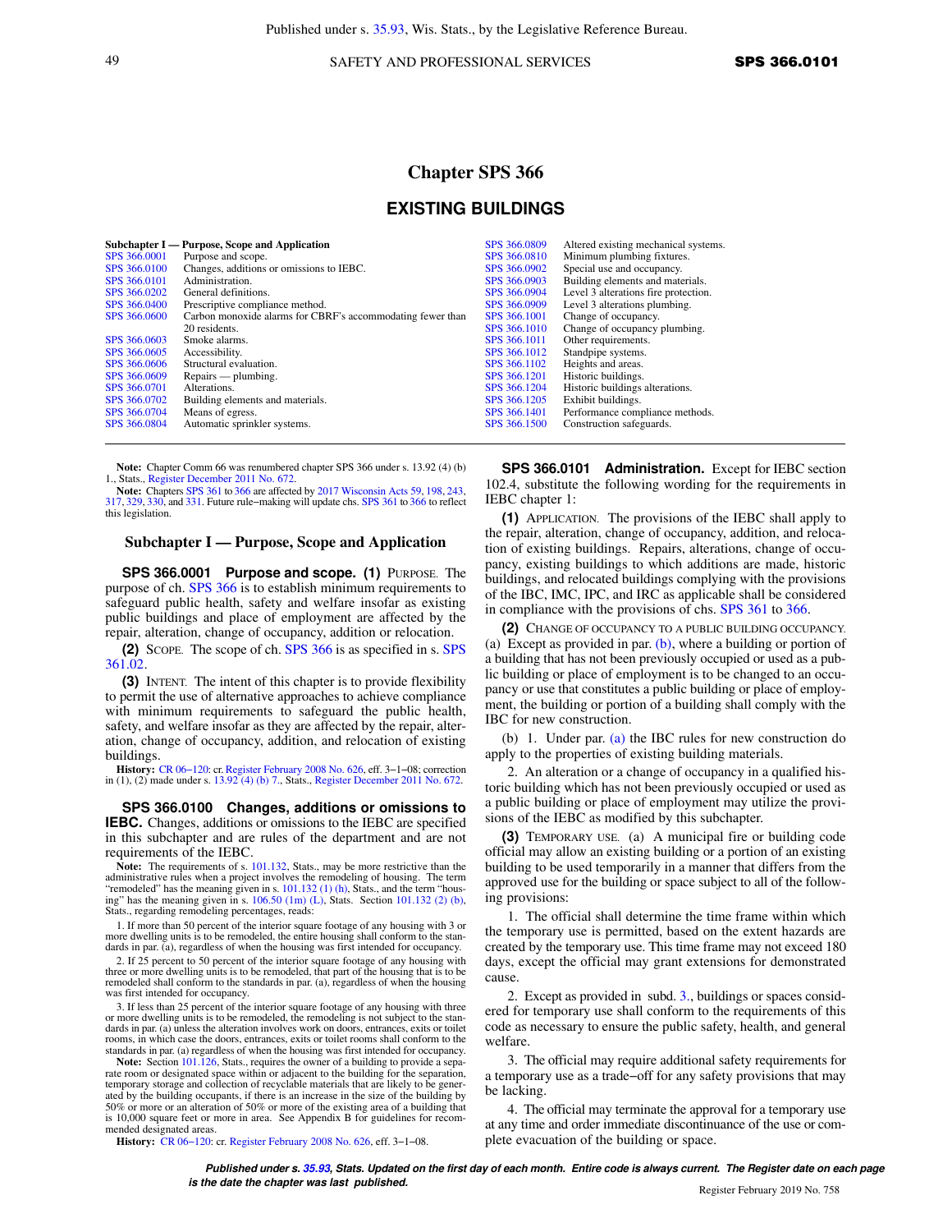# Chapter SPS 366

## EXISTING BUILDINGS

| | |
|---|---|
| **Subchapter I — Purpose, Scope and Application** | |
| SPS 366.0001 | Purpose and scope. |
| SPS 366.0100 | Changes, additions or omissions to IEBC. |
| SPS 366.0101 | Administration. |
| SPS 366.0202 | General definitions. |
| SPS 366.0400 | Prescriptive compliance method. |
| SPS 366.0600 | Carbon monoxide alarms for CBRF's accommodating fewer than 20 residents. |
| SPS 366.0603 | Smoke alarms. |
| SPS 366.0605 | Accessibility. |
| SPS 366.0606 | Structural evaluation. |
| SPS 366.0609 | Repairs — plumbing. |
| SPS 366.0701 | Alterations. |
| SPS 366.0702 | Building elements and materials. |
| SPS 366.0704 | Means of egress. |
| SPS 366.0804 | Automatic sprinkler systems. |
| SPS 366.0809 | Altered existing mechanical systems. |
| SPS 366.0810 | Minimum plumbing fixtures. |
| SPS 366.0902 | Special use and occupancy. |
| SPS 366.0903 | Building elements and materials. |
| SPS 366.0904 | Level 3 alterations fire protection. |
| SPS 366.0909 | Level 3 alterations plumbing. |
| SPS 366.1001 | Change of occupancy. |
| SPS 366.1010 | Change of occupancy plumbing. |
| SPS 366.1011 | Other requirements. |
| SPS 366.1012 | Standpipe systems. |
| SPS 366.1102 | Heights and areas. |
| SPS 366.1201 | Historic buildings. |
| SPS 366.1204 | Historic buildings alterations. |
| SPS 366.1205 | Exhibit buildings. |
| SPS 366.1401 | Performance compliance methods. |
| SPS 366.1500 | Construction safeguards. |

**Note:** Chapter Comm 66 was renumbered chapter SPS 366 under s. 13.92 (4) (b) 1., Stats., Register December 2011 No. 672.

**Note:** Chapters SPS 361 to 366 are affected by 2017 Wisconsin Acts 59, 198, 243, 317, 329, 330, and 331. Future rule-making will update chs. SPS 361 to 366 to reflect this legislation.

### Subchapter I — Purpose, Scope and Application

**SPS 366.0001 Purpose and scope. (1)** PURPOSE. The purpose of ch. SPS 366 is to establish minimum requirements to safeguard public health, safety and welfare insofar as existing public buildings and place of employment are affected by the repair, alteration, change of occupancy, addition or relocation.

**(2)** SCOPE. The scope of ch. SPS 366 is as specified in s. SPS 361.02.

**(3)** INTENT. The intent of this chapter is to provide flexibility to permit the use of alternative approaches to achieve compliance with minimum requirements to safeguard the public health, safety, and welfare insofar as they are affected by the repair, alteration, change of occupancy, addition, and relocation of existing buildings.

**History:** CR 06-120: cr. Register February 2008 No. 626, eff. 3-1-08; correction in (1), (2) made under s. 13.92 (4) (b) 7., Stats., Register December 2011 No. 672.

**SPS 366.0100 Changes, additions or omissions to IEBC.** Changes, additions or omissions to the IEBC are specified in this subchapter and are rules of the department and are not requirements of the IEBC.

**Note:** The requirements of s. 101.132, Stats., may be more restrictive than the administrative rules when a project involves the remodeling of housing. The term "remodeled" has the meaning given in s. 101.132 (1) (h), Stats., and the term "housing" has the meaning given in s. 106.50 (1m) (L), Stats. Section 101.132 (2) (b), Stats., regarding remodeling percentages, reads:

1. If more than 50 percent of the interior square footage of any housing with 3 or more dwelling units is to be remodeled, the entire housing shall conform to the standards in par. (a), regardless of when the housing was first intended for occupancy.

2. If 25 percent to 50 percent of the interior square footage of any housing with three or more dwelling units is to be remodeled, that part of the housing that is to be remodeled shall conform to the standards in par. (a), regardless of when the housing was first intended for occupancy.

3. If less than 25 percent of the interior square footage of any housing with three or more dwelling units is to be remodeled, the remodeling is not subject to the standards in par. (a) unless the alteration involves work on doors, entrances, exits or toilet rooms, in which case the doors, entrances, exits or toilet rooms shall conform to the standards in par. (a) regardless of when the housing was first intended for occupancy.

**Note:** Section 101.126, Stats., requires the owner of a building to provide a separate room or designated space within or adjacent to the building for the separation, temporary storage and collection of recyclable materials that are likely to be generated by the building occupants, if there is an increase in the size of the building by 50% or more or an alteration of 50% or more of the existing area of a building that is 10,000 square feet or more in area. See Appendix B for guidelines for recommended designated areas.

**History:** CR 06-120: cr. Register February 2008 No. 626, eff. 3-1-08.

**SPS 366.0101 Administration.** Except for IEBC section 102.4, substitute the following wording for the requirements in IEBC chapter 1:

**(1)** APPLICATION. The provisions of the IEBC shall apply to the repair, alteration, change of occupancy, addition, and relocation of existing buildings. Repairs, alterations, change of occupancy, existing buildings to which additions are made, historic buildings, and relocated buildings complying with the provisions of the IBC, IMC, IPC, and IRC as applicable shall be considered in compliance with the provisions of chs. SPS 361 to 366.

**(2)** CHANGE OF OCCUPANCY TO A PUBLIC BUILDING OCCUPANCY. (a) Except as provided in par. (b), where a building or portion of a building that has not been previously occupied or used as a public building or place of employment is to be changed to an occupancy or use that constitutes a public building or place of employment, the building or portion of a building shall comply with the IBC for new construction.

(b) 1. Under par. (a) the IBC rules for new construction do apply to the properties of existing building materials.

2. An alteration or a change of occupancy in a qualified historic building which has not been previously occupied or used as a public building or place of employment may utilize the provisions of the IEBC as modified by this subchapter.

**(3)** TEMPORARY USE. (a) A municipal fire or building code official may allow an existing building or a portion of an existing building to be used temporarily in a manner that differs from the approved use for the building or space subject to all of the following provisions:

1. The official shall determine the time frame within which the temporary use is permitted, based on the extent hazards are created by the temporary use. This time frame may not exceed 180 days, except the official may grant extensions for demonstrated cause.

2. Except as provided in subd. 3., buildings or spaces considered for temporary use shall conform to the requirements of this code as necessary to ensure the public safety, health, and general welfare.

3. The official may require additional safety requirements for a temporary use as a trade-off for any safety provisions that may be lacking.

4. The official may terminate the approval for a temporary use at any time and order immediate discontinuance of the use or complete evacuation of the building or space.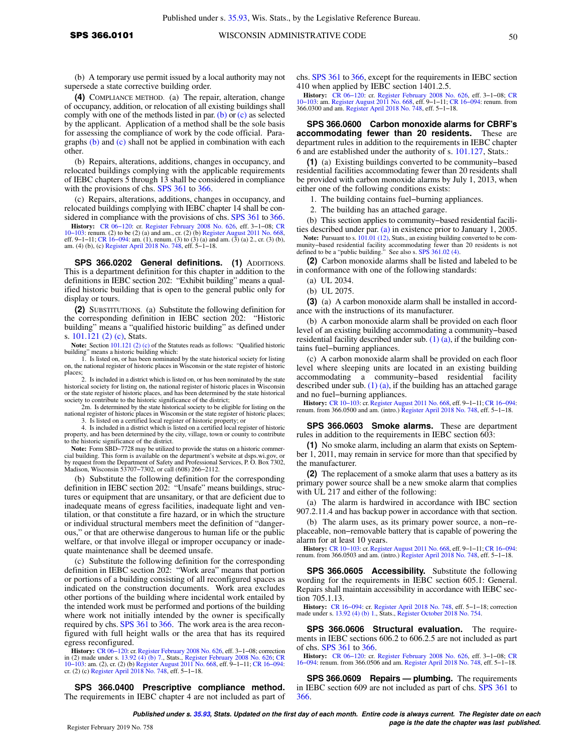(b) A temporary use permit issued by a local authority may not supersede a state corrective building order.

**(4)** COMPLIANCE METHOD. (a) The repair, alteration, change of occupancy, addition, or relocation of all existing buildings shall comply with one of the methods listed in par. (b) or (c) as selected by the applicant. Application of a method shall be the sole basis for assessing the compliance of work by the code official. Paragraphs (b) and (c) shall not be applied in combination with each other.

(b) Repairs, alterations, additions, changes in occupancy, and relocated buildings complying with the applicable requirements of IEBC chapters 5 through 13 shall be considered in compliance with the provisions of chs. SPS 361 to 366.

(c) Repairs, alterations, additions, changes in occupancy, and relocated buildings complying with IEBC chapter 14 shall be considered in compliance with the provisions of chs. SPS 361 to 366.

**History:** CR 06−120: cr. Register February 2008 No. 626, eff. 3−1−08; CR 10−103: renum. (2) to be (2) (a) and am., cr. (2) (b) Register August 2011 No. 668, eff. 9−1−11; CR 16−094: am. (1), renum. (3) to (3) (a) and am. (3) (a) 2., cr. (3) (b), am. (4) (b), (c) Register April 2018 No. 748, eff. 5−1−18.

**SPS 366.0202 General definitions. (1)** ADDITIONS. This is a department definition for this chapter in addition to the definitions in IEBC section 202: "Exhibit building" means a qualified historic building that is open to the general public only for display or tours.

**(2)** SUBSTITUTIONS. (a) Substitute the following definition for the corresponding definition in IEBC section 202: "Historic building" means a "qualified historic building" as defined under s. 101.121 (2) (c), Stats.

**Note:** Section 101.121 (2) (c) of the Statutes reads as follows: "Qualified historic building" means a historic building which:

1. Is listed on, or has been nominated by the state historical society for listing on, the national register of historic places in Wisconsin or the state register of historic places;

2. Is included in a district which is listed on, or has been nominated by the state historical society for listing on, the national register of historic places in Wisconsin or the state register of historic places, and has been determined by the state historical society to contribute to the historic significance of the district;

2m. Is determined by the state historical society to be eligible for listing on the national register of historic places in Wisconsin or the state register of historic places;

3. Is listed on a certified local register of historic property; or

4. Is included in a district which is listed on a certified local register of historic property, and has been determined by the city, village, town or county to contribute to the historic significance of the district.

**Note:** Form SBD−7728 may be utilized to provide the status on a historic commercial building. This form is available on the department's website at dsps.wi.gov, or by request from the Department of Safety and Professional Services, P. O. Box 7302, Madison, Wisconsin 53707−7302, or call (608) 266−2112.

(b) Substitute the following definition for the corresponding definition in IEBC section 202: "Unsafe" means buildings, structures or equipment that are unsanitary, or that are deficient due to inadequate means of egress facilities, inadequate light and ventilation, or that constitute a fire hazard, or in which the structure or individual structural members meet the definition of "dangerous," or that are otherwise dangerous to human life or the public welfare, or that involve illegal or improper occupancy or inadequate maintenance shall be deemed unsafe.

(c) Substitute the following definition for the corresponding definition in IEBC section 202: "Work area" means that portion or portions of a building consisting of all reconfigured spaces as indicated on the construction documents. Work area excludes other portions of the building where incidental work entailed by the intended work must be performed and portions of the building where work not initially intended by the owner is specifically required by chs. SPS 361 to 366. The work area is the area reconfigured with full height walls or the area that has its required egress reconfigured.

**History:** CR 06−120: cr. Register February 2008 No. 626, eff. 3−1−08; correction in (2) made under s. 13.92 (4) (b) 7., Stats., Register February 2008 No. 626; CR 10−103: am. (2), cr. (2) (b) Register August 2011 No. 668, eff. 9−1−11; CR 16−094: cr. (2) (c) Register April 2018 No. 748, eff. 5−1−18.

**SPS 366.0400 Prescriptive compliance method.** The requirements in IEBC chapter 4 are not included as part of chs. SPS 361 to 366, except for the requirements in IEBC section 410 when applied by IEBC section 1401.2.5.

**History:** CR 06−120: cr. Register February 2008 No. 626, eff. 3−1−08; CR 10−103: am. Register August 2011 No. 668, eff. 9−1−11; CR 16−094: renum. from 366.0300 and am. Register April 2018 No. 748, eff. 5−1−18.

**SPS 366.0600 Carbon monoxide alarms for CBRF's accommodating fewer than 20 residents.** These are department rules in addition to the requirements in IEBC chapter 6 and are established under the authority of s. 101.127, Stats.:

**(1)** (a) Existing buildings converted to be community−based residential facilities accommodating fewer than 20 residents shall be provided with carbon monoxide alarms by July 1, 2013, when either one of the following conditions exists:

1. The building contains fuel−burning appliances.

2. The building has an attached garage.

(b) This section applies to community−based residential facilities described under par. (a) in existence prior to January 1, 2005.

**Note:** Pursuant to s. 101.01 (12), Stats., an existing building converted to be community−based residential facility accommodating fewer than 20 residents is not defined to be a "public building." See also s. SPS 361.02 (4).

**(2)** Carbon monoxide alarms shall be listed and labeled to be in conformance with one of the following standards:

(a) UL 2034.

(b) UL 2075.

**(3)** (a) A carbon monoxide alarm shall be installed in accordance with the instructions of its manufacturer.

(b) A carbon monoxide alarm shall be provided on each floor level of an existing building accommodating a community−based residential facility described under sub. (1) (a), if the building contains fuel−burning appliances.

(c) A carbon monoxide alarm shall be provided on each floor level where sleeping units are located in an existing building accommodating a community−based residential facility described under sub. (1) (a), if the building has an attached garage and no fuel−burning appliances.

**History:** CR 10−103: cr. Register August 2011 No. 668, eff. 9−1−11; CR 16−094: renum. from 366.0500 and am. (intro.) Register April 2018 No. 748, eff. 5−1−18.

**SPS 366.0603 Smoke alarms.** These are department rules in addition to the requirements in IEBC section 603:

**(1)** No smoke alarm, including an alarm that exists on September 1, 2011, may remain in service for more than that specified by the manufacturer.

**(2)** The replacement of a smoke alarm that uses a battery as its primary power source shall be a new smoke alarm that complies with UL 217 and either of the following:

(a) The alarm is hardwired in accordance with IBC section 907.2.11.4 and has backup power in accordance with that section.

(b) The alarm uses, as its primary power source, a non−replaceable, non−removable battery that is capable of powering the alarm for at least 10 years.

**History:** CR 10−103: cr. Register August 2011 No. 668, eff. 9−1−11; CR 16−094: renum. from 366.0503 and am. (intro.) Register April 2018 No. 748, eff. 5−1−18.

**SPS 366.0605 Accessibility.** Substitute the following wording for the requirements in IEBC section 605.1: General. Repairs shall maintain accessibility in accordance with IEBC section 705.1.13.

**History:** CR 16−094: cr. Register April 2018 No. 748, eff. 5−1−18; correction made under s. 13.92 (4) (b) 1., Stats., Register October 2018 No. 754.

**SPS 366.0606 Structural evaluation.** The requirements in IEBC sections 606.2 to 606.2.5 are not included as part of chs. SPS 361 to 366.

**History:** CR 06−120: cr. Register February 2008 No. 626, eff. 3−1−08; CR 16−094: renum. from 366.0506 and am. Register April 2018 No. 748, eff. 5−1−18.

**SPS 366.0609 Repairs — plumbing.** The requirements in IEBC section 609 are not included as part of chs. SPS 361 to 366.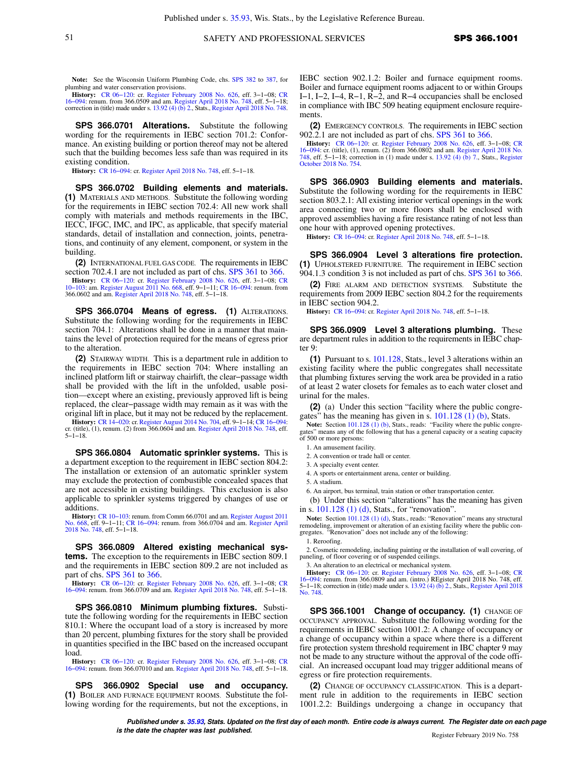**Note:** See the Wisconsin Uniform Plumbing Code, chs. SPS 382 to 387, for plumbing and water conservation provisions.

**History:** CR 06–120: cr. Register February 2008 No. 626, eff. 3–1–08; CR 16–094: renum. from 366.0509 and am. Register April 2018 No. 748, eff. 5–1–18; correction in (title) made under s. 13.92 (4) (b) 2., Stats., Register April 2018 No. 748.

**SPS 366.0701 Alterations.** Substitute the following wording for the requirements in IEBC section 701.2: Conformance. An existing building or portion thereof may not be altered such that the building becomes less safe than was required in its existing condition.

**History:** CR 16–094: cr. Register April 2018 No. 748, eff. 5–1–18.

**SPS 366.0702 Building elements and materials.** **(1)** MATERIALS AND METHODS. Substitute the following wording for the requirements in IEBC section 702.4: All new work shall comply with materials and methods requirements in the IBC, IECC, IFGC, IMC, and IPC, as applicable, that specify material standards, detail of installation and connection, joints, penetrations, and continuity of any element, component, or system in the building.

**(2)** INTERNATIONAL FUEL GAS CODE. The requirements in IEBC section 702.4.1 are not included as part of chs. SPS 361 to 366.

**History:** CR 06–120: cr. Register February 2008 No. 626, eff. 3–1–08; CR 10–103: am. Register August 2011 No. 668, eff. 9–1–11; CR 16–094: renum. from 366.0602 and am. Register April 2018 No. 748, eff. 5–1–18.

**SPS 366.0704 Means of egress.** **(1)** ALTERATIONS. Substitute the following wording for the requirements in IEBC section 704.1: Alterations shall be done in a manner that maintains the level of protection required for the means of egress prior to the alteration.

**(2)** STAIRWAY WIDTH. This is a department rule in addition to the requirements in IEBC section 704: Where installing an inclined platform lift or stairway chairlift, the clear–passage width shall be provided with the lift in the unfolded, usable position—except where an existing, previously approved lift is being replaced, the clear–passage width may remain as it was with the original lift in place, but it may not be reduced by the replacement.

**History:** CR 14–020: cr. Register August 2014 No. 704, eff. 9–1–14; CR 16–094: cr. (title), (1), renum. (2) from 366.0604 and am. Register April 2018 No. 748, eff. 5–1–18.

**SPS 366.0804 Automatic sprinkler systems.** This is a department exception to the requirement in IEBC section 804.2: The installation or extension of an automatic sprinkler system may exclude the protection of combustible concealed spaces that are not accessible in existing buildings. This exclusion is also applicable to sprinkler systems triggered by changes of use or additions.

**History:** CR 10–103: renum. from Comm 66.0701 and am. Register August 2011 No. 668, eff. 9–1–11; CR 16–094: renum. from 366.0704 and am. Register April 2018 No. 748, eff. 5–1–18.

**SPS 366.0809 Altered existing mechanical systems.** The exception to the requirements in IEBC section 809.1 and the requirements in IEBC section 809.2 are not included as part of chs. SPS 361 to 366.

**History:** CR 06–120: cr. Register February 2008 No. 626, eff. 3–1–08; CR 16–094: renum. from 366.0709 and am. Register April 2018 No. 748, eff. 5–1–18.

**SPS 366.0810 Minimum plumbing fixtures.** Substitute the following wording for the requirements in IEBC section 810.1: Where the occupant load of a story is increased by more than 20 percent, plumbing fixtures for the story shall be provided in quantities specified in the IBC based on the increased occupant load.

**History:** CR 06–120: cr. Register February 2008 No. 626, eff. 3–1–08; CR 16–094: renum. from 366.07010 and am. Register April 2018 No. 748, eff. 5–1–18.

**SPS 366.0902 Special use and occupancy.** **(1)** BOILER AND FURNACE EQUIPMENT ROOMS. Substitute the following wording for the requirements, but not the exceptions, in IEBC section 902.1.2: Boiler and furnace equipment rooms. Boiler and furnace equipment rooms adjacent to or within Groups I–1, I–2, I–4, R–1, R–2, and R–4 occupancies shall be enclosed in compliance with IBC 509 heating equipment enclosure requirements.

**(2)** EMERGENCY CONTROLS. The requirements in IEBC section 902.2.1 are not included as part of chs. SPS 361 to 366.

**History:** CR 06–120: cr. Register February 2008 No. 626, eff. 3–1–08; CR 16–094: cr. (title), (1), renum. (2) from 366.0802 and am. Register April 2018 No. 748, eff. 5–1–18; correction in (1) made under s. 13.92 (4) (b) 7., Stats., Register October 2018 No. 754.

**SPS 366.0903 Building elements and materials.** Substitute the following wording for the requirements in IEBC section 803.2.1: All existing interior vertical openings in the work area connecting two or more floors shall be enclosed with approved assemblies having a fire resistance rating of not less than one hour with approved opening protectives.

**History:** CR 16–094: cr. Register April 2018 No. 748, eff. 5–1–18.

**SPS 366.0904 Level 3 alterations fire protection.** **(1)** UPHOLSTERED FURNITURE. The requirement in IEBC section 904.1.3 condition 3 is not included as part of chs. SPS 361 to 366.

**(2)** FIRE ALARM AND DETECTION SYSTEMS. Substitute the requirements from 2009 IEBC section 804.2 for the requirements in IEBC section 904.2.

**History:** CR 16–094: cr. Register April 2018 No. 748, eff. 5–1–18.

**SPS 366.0909 Level 3 alterations plumbing.** These are department rules in addition to the requirements in IEBC chapter 9:

**(1)** Pursuant to s. 101.128, Stats., level 3 alterations within an existing facility where the public congregates shall necessitate that plumbing fixtures serving the work area be provided in a ratio of at least 2 water closets for females as to each water closet and urinal for the males.

**(2)** (a) Under this section "facility where the public congregates" has the meaning has given in s. 101.128 (1) (b), Stats.

**Note:** Section 101.128 (1) (b), Stats., reads: "Facility where the public congregates" means any of the following that has a general capacity or a seating capacity of 500 or more persons:

1. An amusement facility.
2. A convention or trade hall or center.
3. A specialty event center.
4. A sports or entertainment arena, center or building.
5. A stadium.
6. An airport, bus terminal, train station or other transportation center.

(b) Under this section "alterations" has the meaning has given in s. 101.128 (1) (d), Stats., for "renovation".

**Note:** Section 101.128 (1) (d), Stats., reads: "Renovation" means any structural remodeling, improvement or alteration of an existing facility where the public congregates. "Renovation" does not include any of the following:

1. Reroofing.
2. Cosmetic remodeling, including painting or the installation of wall covering, of paneling, of floor covering or of suspended ceilings.
3. An alteration to an electrical or mechanical system.

**History:** CR 06–120: cr. Register February 2008 No. 626, eff. 3–1–08; CR 16–094: renum. from 366.0809 and am. (intro.) REgister April 2018 No. 748, eff. 5–1–18; correction in (title) made under s. 13.92 (4) (b) 2., Stats., Register April 2018 No. 748.

**SPS 366.1001 Change of occupancy.** **(1)** CHANGE OF OCCUPANCY APPROVAL. Substitute the following wording for the requirements in IEBC section 1001.2: A change of occupancy or a change of occupancy within a space where there is a different fire protection system threshold requirement in IBC chapter 9 may not be made to any structure without the approval of the code official. An increased occupant load may trigger additional means of egress or fire protection requirements.

**(2)** CHANGE OF OCCUPANCY CLASSIFICATION. This is a department rule in addition to the requirements in IEBC section 1001.2.2: Buildings undergoing a change in occupancy that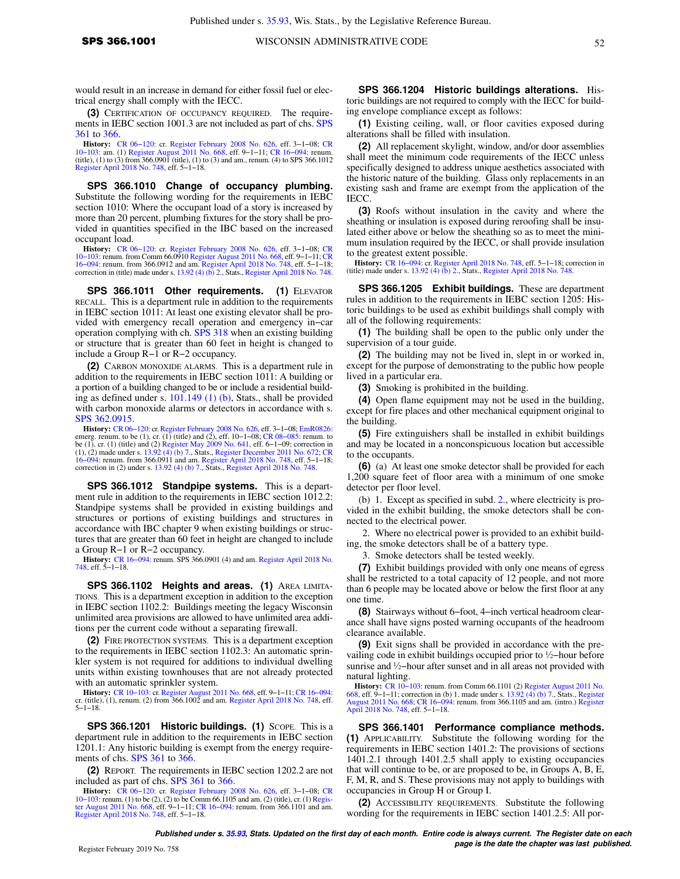would result in an increase in demand for either fossil fuel or electrical energy shall comply with the IECC.

**(3)** CERTIFICATION OF OCCUPANCY REQUIRED. The requirements in IEBC section 1001.3 are not included as part of chs. SPS 361 to 366.

**History:** CR 06−120: cr. Register February 2008 No. 626, eff. 3−1−08; CR 10−103: am. (1) Register August 2011 No. 668, eff. 9−1−11; CR 16−094: renum. (title), (1) to (3) from 366.0901 (title), (1) to (3) and am., renum. (4) to SPS 366.1012 Register April 2018 No. 748, eff. 5−1−18.

**SPS 366.1010 Change of occupancy plumbing.** Substitute the following wording for the requirements in IEBC section 1010: Where the occupant load of a story is increased by more than 20 percent, plumbing fixtures for the story shall be provided in quantities specified in the IBC based on the increased occupant load.

**History:** CR 06−120: cr. Register February 2008 No. 626, eff. 3−1−08; CR 10−103: renum. from Comm 66.0910 Register August 2011 No. 668, eff. 9−1−11; CR 16−094: renum. from 366.0912 and am. Register April 2018 No. 748, eff. 5−1−18; correction in (title) made under s. 13.92 (4) (b) 2., Stats., Register April 2018 No. 748.

**SPS 366.1011 Other requirements. (1)** ELEVATOR RECALL. This is a department rule in addition to the requirements in IEBC section 1011: At least one existing elevator shall be provided with emergency recall operation and emergency in−car operation complying with ch. SPS 318 when an existing building or structure that is greater than 60 feet in height is changed to include a Group R−1 or R−2 occupancy.

**(2)** CARBON MONOXIDE ALARMS. This is a department rule in addition to the requirements in IEBC section 1011: A building or a portion of a building changed to be or include a residential building as defined under s. 101.149 (1) (b), Stats., shall be provided with carbon monoxide alarms or detectors in accordance with s. SPS 362.0915.

**History:** CR 06−120: cr. Register February 2008 No. 626, eff. 3−1−08; EmR0826: emerg. renum. to be (1), cr. (1) (title) and (2), eff. 10−1−08; CR 08−085: renum. to be (1), cr. (1) (title) and (2) Register May 2009 No. 641, eff. 6−1−09; correction in (1), (2) made under s. 13.92 (4) (b) 7., Stats., Register December 2011 No. 672; CR 16−094: renum. from 366.0911 and am. Register April 2018 No. 748, eff. 5−1−18; correction in (2) under s. 13.92 (4) (b) 7., Stats., Register April 2018 No. 748.

**SPS 366.1012 Standpipe systems.** This is a department rule in addition to the requirements in IEBC section 1012.2: Standpipe systems shall be provided in existing buildings and structures or portions of existing buildings and structures in accordance with IBC chapter 9 when existing buildings or structures that are greater than 60 feet in height are changed to include a Group R−1 or R−2 occupancy.

**History:** CR 16−094: renum. SPS 366.0901 (4) and am. Register April 2018 No. 748, eff. 5−1−18.

**SPS 366.1102 Heights and areas. (1)** AREA LIMITATIONS. This is a department exception in addition to the exception in IEBC section 1102.2: Buildings meeting the legacy Wisconsin unlimited area provisions are allowed to have unlimited area additions per the current code without a separating firewall.

**(2)** FIRE PROTECTION SYSTEMS. This is a department exception to the requirements in IEBC section 1102.3: An automatic sprinkler system is not required for additions to individual dwelling units within existing townhouses that are not already protected with an automatic sprinkler system.

**History:** CR 10−103: cr. Register August 2011 No. 668, eff. 9−1−11; CR 16−094: cr. (title), (1), renum. (2) from 366.1002 and am. Register April 2018 No. 748, eff. 5−1−18.

**SPS 366.1201 Historic buildings. (1)** SCOPE. This is a department rule in addition to the requirements in IEBC section 1201.1: Any historic building is exempt from the energy requirements of chs. SPS 361 to 366.

**(2)** REPORT. The requirements in IEBC section 1202.2 are not included as part of chs. SPS 361 to 366.

**History:** CR 06−120: cr. Register February 2008 No. 626, eff. 3−1−08; CR 10−103: renum. (1) to be (2), (2) to be Comm 66.1105 and am. (2) (title), cr. (1) Register August 2011 No. 668, eff. 9−1−11; CR 16−094: renum. from 366.1101 and am. Register April 2018 No. 748, eff. 5−1−18.

**SPS 366.1204 Historic buildings alterations.** Historic buildings are not required to comply with the IECC for building envelope compliance except as follows:

**(1)** Existing ceiling, wall, or floor cavities exposed during alterations shall be filled with insulation.

**(2)** All replacement skylight, window, and/or door assemblies shall meet the minimum code requirements of the IECC unless specifically designed to address unique aesthetics associated with the historic nature of the building. Glass only replacements in an existing sash and frame are exempt from the application of the IECC.

**(3)** Roofs without insulation in the cavity and where the sheathing or insulation is exposed during reroofing shall be insulated either above or below the sheathing so as to meet the minimum insulation required by the IECC, or shall provide insulation to the greatest extent possible.

**History:** CR 16−094: cr. Register April 2018 No. 748, eff. 5−1−18; correction in (title) made under s. 13.92 (4) (b) 2., Stats., Register April 2018 No. 748.

**SPS 366.1205 Exhibit buildings.** These are department rules in addition to the requirements in IEBC section 1205: Historic buildings to be used as exhibit buildings shall comply with all of the following requirements:

**(1)** The building shall be open to the public only under the supervision of a tour guide.

**(2)** The building may not be lived in, slept in or worked in, except for the purpose of demonstrating to the public how people lived in a particular era.

**(3)** Smoking is prohibited in the building.

**(4)** Open flame equipment may not be used in the building, except for fire places and other mechanical equipment original to the building.

**(5)** Fire extinguishers shall be installed in exhibit buildings and may be located in a nonconspicuous location but accessible to the occupants.

**(6)** (a) At least one smoke detector shall be provided for each 1,200 square feet of floor area with a minimum of one smoke detector per floor level.

(b) 1. Except as specified in subd. 2., where electricity is provided in the exhibit building, the smoke detectors shall be connected to the electrical power.

2. Where no electrical power is provided to an exhibit building, the smoke detectors shall be of a battery type.

3. Smoke detectors shall be tested weekly.

**(7)** Exhibit buildings provided with only one means of egress shall be restricted to a total capacity of 12 people, and not more than 6 people may be located above or below the first floor at any one time.

**(8)** Stairways without 6−foot, 4−inch vertical headroom clearance shall have signs posted warning occupants of the headroom clearance available.

**(9)** Exit signs shall be provided in accordance with the prevailing code in exhibit buildings occupied prior to ½−hour before sunrise and ½−hour after sunset and in all areas not provided with natural lighting.

**History:** CR 10−103: renum. from Comm 66.1101 (2) Register August 2011 No. 668, eff. 9−1−11; correction in (b) 1. made under s. 13.92 (4) (b) 7., Stats., Register August 2011 No. 668; CR 16−094: renum. from 366.1105 and am. (intro.) Register April 2018 No. 748, eff. 5−1−18.

**SPS 366.1401 Performance compliance methods. (1)** APPLICABILITY. Substitute the following wording for the requirements in IEBC section 1401.2: The provisions of sections 1401.2.1 through 1401.2.5 shall apply to existing occupancies that will continue to be, or are proposed to be, in Groups A, B, E, F, M, R, and S. These provisions may not apply to buildings with occupancies in Group H or Group I.

**(2)** ACCESSIBILITY REQUIREMENTS. Substitute the following wording for the requirements in IEBC section 1401.2.5: All por-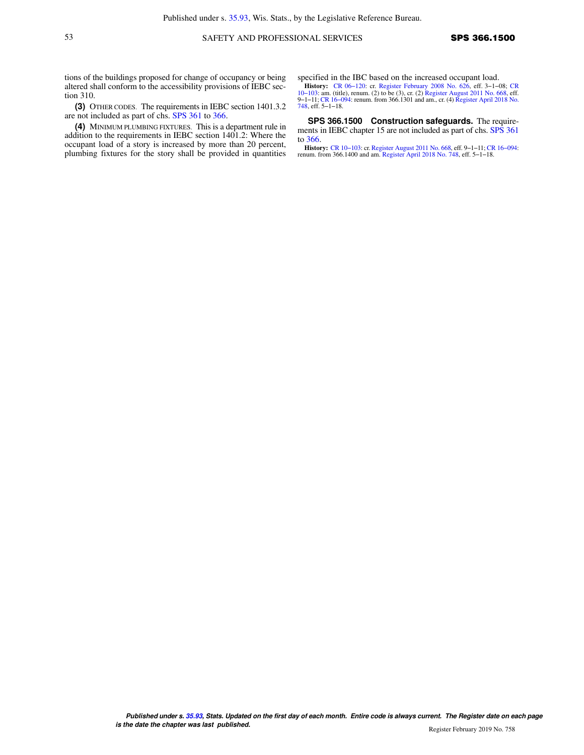tions of the buildings proposed for change of occupancy or being altered shall conform to the accessibility provisions of IEBC section 310.

**(3)** OTHER CODES. The requirements in IEBC section 1401.3.2 are not included as part of chs. SPS 361 to 366.

**(4)** MINIMUM PLUMBING FIXTURES. This is a department rule in addition to the requirements in IEBC section 1401.2: Where the occupant load of a story is increased by more than 20 percent, plumbing fixtures for the story shall be provided in quantities specified in the IBC based on the increased occupant load.

**History:** CR 06–120: cr. Register February 2008 No. 626, eff. 3–1–08; CR 10–103: am. (title), renum. (2) to be (3), cr. (2) Register August 2011 No. 668, eff. 9–1–11; CR 16–094: renum. from 366.1301 and am., cr. (4) Register April 2018 No. 748, eff. 5–1–18.

**SPS 366.1500 Construction safeguards.** The requirements in IEBC chapter 15 are not included as part of chs. SPS 361 to 366.

**History:** CR 10–103: cr. Register August 2011 No. 668, eff. 9–1–11; CR 16–094: renum. from 366.1400 and am. Register April 2018 No. 748, eff. 5–1–18.